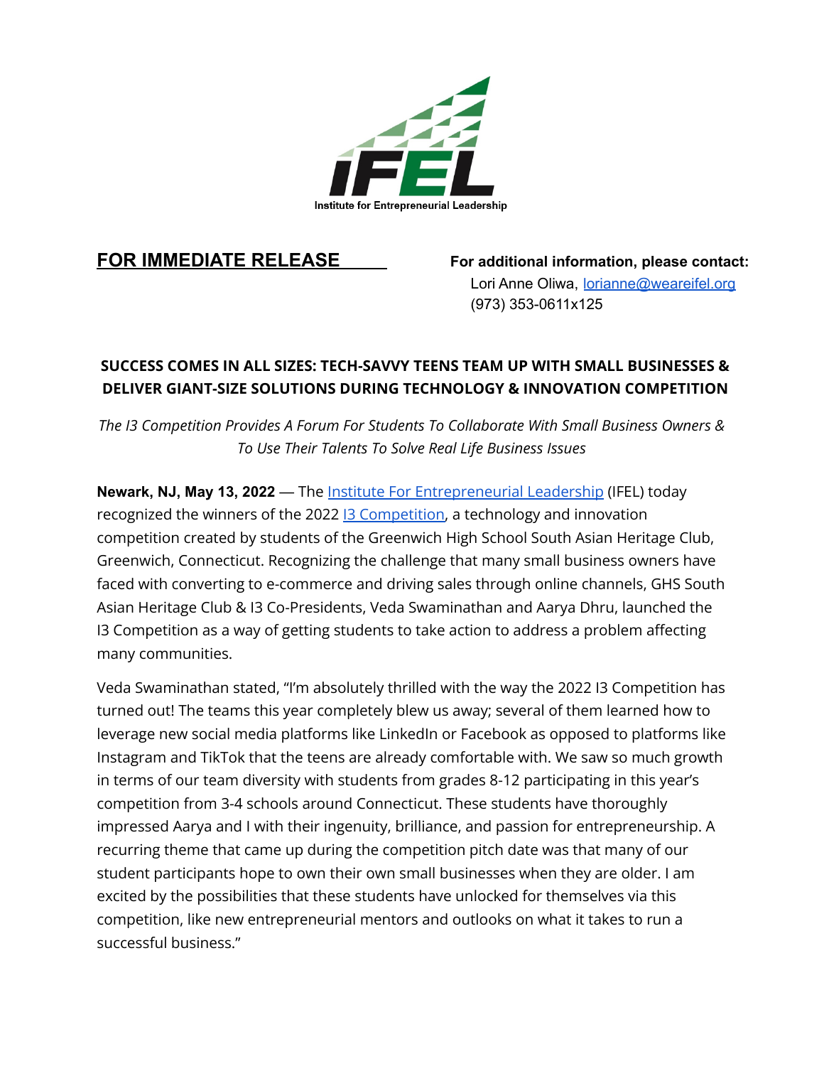IFEL
Institute for Entrepreneurial Leadership

**FOR IMMEDIATE RELEASE**

**For additional information, please contact:**
Lori Anne Oliwa, [lorianne@weareifel.org](mailto:lorianne@weareifel.org)
(973) 353-0611x125

## SUCCESS COMES IN ALL SIZES: TECH-SAVVY TEENS TEAM UP WITH SMALL BUSINESSES & DELIVER GIANT-SIZE SOLUTIONS DURING TECHNOLOGY & INNOVATION COMPETITION

*The I3 Competition Provides A Forum For Students To Collaborate With Small Business Owners & To Use Their Talents To Solve Real Life Business Issues*

**Newark, NJ, May 13, 2022** — The Institute For Entrepreneurial Leadership (IFEL) today recognized the winners of the 2022 I3 Competition, a technology and innovation competition created by students of the Greenwich High School South Asian Heritage Club, Greenwich, Connecticut. Recognizing the challenge that many small business owners have faced with converting to e-commerce and driving sales through online channels, GHS South Asian Heritage Club & I3 Co-Presidents, Veda Swaminathan and Aarya Dhru, launched the I3 Competition as a way of getting students to take action to address a problem affecting many communities.

Veda Swaminathan stated, "I'm absolutely thrilled with the way the 2022 I3 Competition has turned out! The teams this year completely blew us away; several of them learned how to leverage new social media platforms like LinkedIn or Facebook as opposed to platforms like Instagram and TikTok that the teens are already comfortable with. We saw so much growth in terms of our team diversity with students from grades 8-12 participating in this year's competition from 3-4 schools around Connecticut. These students have thoroughly impressed Aarya and I with their ingenuity, brilliance, and passion for entrepreneurship. A recurring theme that came up during the competition pitch date was that many of our student participants hope to own their own small businesses when they are older. I am excited by the possibilities that these students have unlocked for themselves via this competition, like new entrepreneurial mentors and outlooks on what it takes to run a successful business."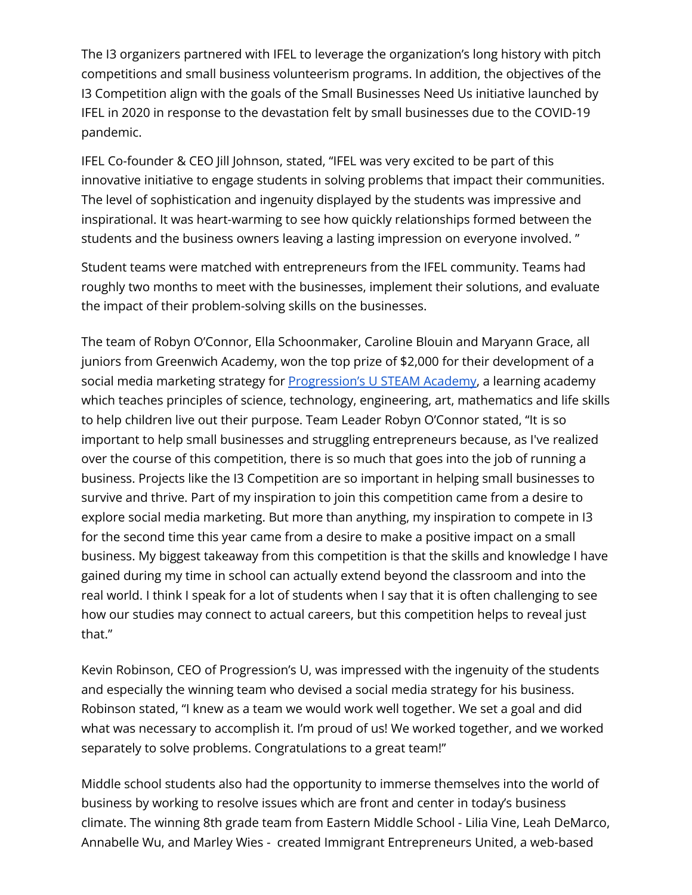The I3 organizers partnered with IFEL to leverage the organization's long history with pitch competitions and small business volunteerism programs. In addition, the objectives of the I3 Competition align with the goals of the Small Businesses Need Us initiative launched by IFEL in 2020 in response to the devastation felt by small businesses due to the COVID-19 pandemic.

IFEL Co-founder & CEO Jill Johnson, stated, "IFEL was very excited to be part of this innovative initiative to engage students in solving problems that impact their communities. The level of sophistication and ingenuity displayed by the students was impressive and inspirational. It was heart-warming to see how quickly relationships formed between the students and the business owners leaving a lasting impression on everyone involved. "

Student teams were matched with entrepreneurs from the IFEL community. Teams had roughly two months to meet with the businesses, implement their solutions, and evaluate the impact of their problem-solving skills on the businesses.

The team of Robyn O'Connor, Ella Schoonmaker, Caroline Blouin and Maryann Grace, all juniors from Greenwich Academy, won the top prize of $2,000 for their development of a social media marketing strategy for [Progression's U STEAM Academy](), a learning academy which teaches principles of science, technology, engineering, art, mathematics and life skills to help children live out their purpose. Team Leader Robyn O'Connor stated, "It is so important to help small businesses and struggling entrepreneurs because, as I've realized over the course of this competition, there is so much that goes into the job of running a business. Projects like the I3 Competition are so important in helping small businesses to survive and thrive. Part of my inspiration to join this competition came from a desire to explore social media marketing. But more than anything, my inspiration to compete in I3 for the second time this year came from a desire to make a positive impact on a small business. My biggest takeaway from this competition is that the skills and knowledge I have gained during my time in school can actually extend beyond the classroom and into the real world. I think I speak for a lot of students when I say that it is often challenging to see how our studies may connect to actual careers, but this competition helps to reveal just that."

Kevin Robinson, CEO of Progression's U, was impressed with the ingenuity of the students and especially the winning team who devised a social media strategy for his business. Robinson stated, "I knew as a team we would work well together. We set a goal and did what was necessary to accomplish it. I'm proud of us! We worked together, and we worked separately to solve problems. Congratulations to a great team!"

Middle school students also had the opportunity to immerse themselves into the world of business by working to resolve issues which are front and center in today's business climate. The winning 8th grade team from Eastern Middle School - Lilia Vine, Leah DeMarco, Annabelle Wu, and Marley Wies - created Immigrant Entrepreneurs United, a web-based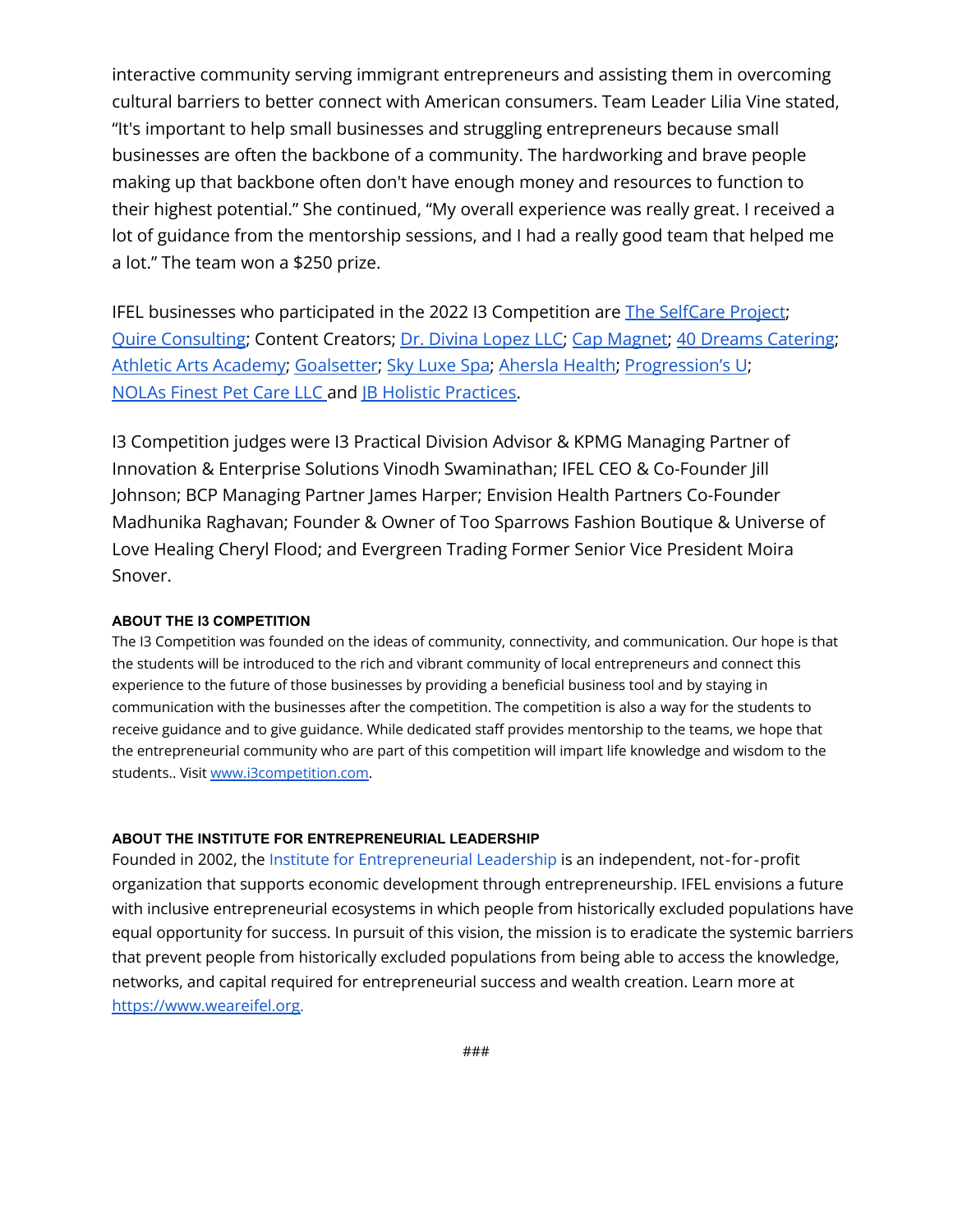interactive community serving immigrant entrepreneurs and assisting them in overcoming cultural barriers to better connect with American consumers. Team Leader Lilia Vine stated, "It's important to help small businesses and struggling entrepreneurs because small businesses are often the backbone of a community. The hardworking and brave people making up that backbone often don't have enough money and resources to function to their highest potential." She continued, "My overall experience was really great. I received a lot of guidance from the mentorship sessions, and I had a really good team that helped me a lot." The team won a $250 prize.

IFEL businesses who participated in the 2022 I3 Competition are The SelfCare Project; Quire Consulting; Content Creators; Dr. Divina Lopez LLC; Cap Magnet; 40 Dreams Catering; Athletic Arts Academy; Goalsetter; Sky Luxe Spa; Ahersla Health; Progression's U; NOLAs Finest Pet Care LLC and JB Holistic Practices.

I3 Competition judges were I3 Practical Division Advisor & KPMG Managing Partner of Innovation & Enterprise Solutions Vinodh Swaminathan; IFEL CEO & Co-Founder Jill Johnson; BCP Managing Partner James Harper; Envision Health Partners Co-Founder Madhunika Raghavan; Founder & Owner of Too Sparrows Fashion Boutique & Universe of Love Healing Cheryl Flood; and Evergreen Trading Former Senior Vice President Moira Snover.

**ABOUT THE I3 COMPETITION**

The I3 Competition was founded on the ideas of community, connectivity, and communication. Our hope is that the students will be introduced to the rich and vibrant community of local entrepreneurs and connect this experience to the future of those businesses by providing a beneficial business tool and by staying in communication with the businesses after the competition. The competition is also a way for the students to receive guidance and to give guidance. While dedicated staff provides mentorship to the teams, we hope that the entrepreneurial community who are part of this competition will impart life knowledge and wisdom to the students.. Visit www.i3competition.com.

**ABOUT THE INSTITUTE FOR ENTREPRENEURIAL LEADERSHIP**

Founded in 2002, the Institute for Entrepreneurial Leadership is an independent, not-for-profit organization that supports economic development through entrepreneurship. IFEL envisions a future with inclusive entrepreneurial ecosystems in which people from historically excluded populations have equal opportunity for success. In pursuit of this vision, the mission is to eradicate the systemic barriers that prevent people from historically excluded populations from being able to access the knowledge, networks, and capital required for entrepreneurial success and wealth creation. Learn more at https://www.weareifel.org.

###